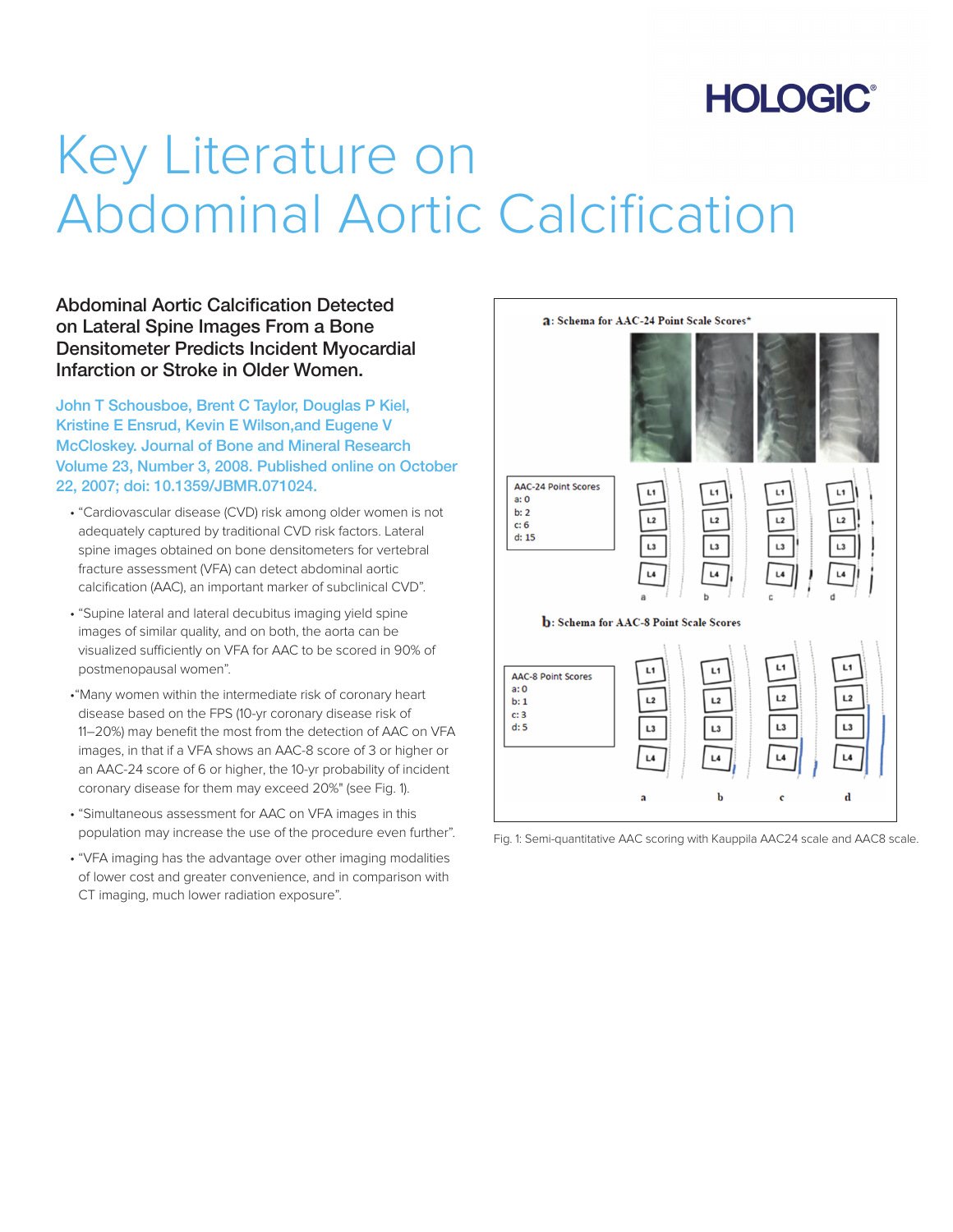# Key Literature on Abdominal Aortic Calcification

## Abdominal Aortic Calcification Detected on Lateral Spine Images From a Bone Densitometer Predicts Incident Myocardial Infarction or Stroke in Older Women.

John T Schousboe, Brent C Taylor, Douglas P Kiel, Kristine E Ensrud, Kevin E Wilson, and Eugene V McCloskey. Journal of Bone and Mineral Research Volume 23, Number 3, 2008. Published online on October 22, 2007; doi: 10.1359/JBMR.071024.

- "Cardiovascular disease (CVD) risk among older women is not adequately captured by traditional CVD risk factors. Lateral spine images obtained on bone densitometers for vertebral fracture assessment (VFA) can detect abdominal aortic calcification (AAC), an important marker of subclinical CVD".
- "Supine lateral and lateral decubitus imaging yield spine images of similar quality, and on both, the aorta can be visualized sufficiently on VFA for AAC to be scored in 90% of postmenopausal women".
- "Many women within the intermediate risk of coronary heart disease based on the FPS (10-yr coronary disease risk of 11–20%) may benefit the most from the detection of AAC on VFA images, in that if a VFA shows an AAC-8 score of 3 or higher or an AAC-24 score of 6 or higher, the 10-yr probability of incident coronary disease for them may exceed 20%" (see Fig. 1).
- "Simultaneous assessment for AAC on VFA images in this population may increase the use of the procedure even further".
- "VFA imaging has the advantage over other imaging modalities of lower cost and greater convenience, and in comparison with CT imaging, much lower radiation exposure".

**a**: Schema for AAC-24 Point Scale Scores*

AAC-24 Point Scores
a: 0
b: 2
c: 6
d: 15

**b**: Schema for AAC-8 Point Scale Scores

AAC-8 Point Scores
a: 0
b: 1
c: 3
d: 5

Fig. 1: Semi-quantitative AAC scoring with Kauppila AAC24 scale and AAC8 scale.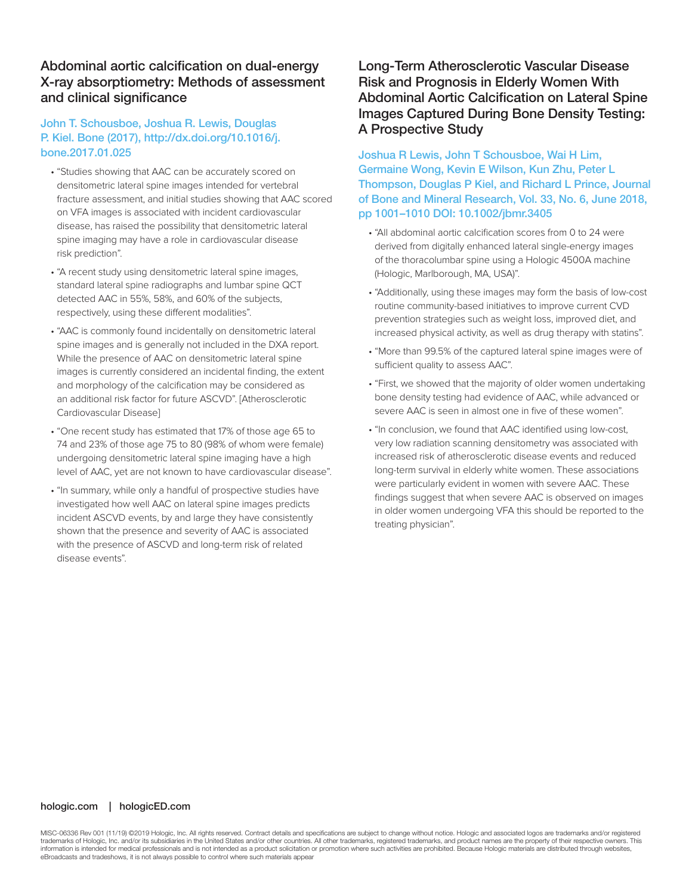## Abdominal aortic calcification on dual-energy X-ray absorptiometry: Methods of assessment and clinical significance

**John T. Schousboe, Joshua R. Lewis, Douglas P. Kiel. Bone (2017), http://dx.doi.org/10.1016/j.bone.2017.01.025**

- "Studies showing that AAC can be accurately scored on densitometric lateral spine images intended for vertebral fracture assessment, and initial studies showing that AAC scored on VFA images is associated with incident cardiovascular disease, has raised the possibility that densitometric lateral spine imaging may have a role in cardiovascular disease risk prediction".
- "A recent study using densitometric lateral spine images, standard lateral spine radiographs and lumbar spine QCT detected AAC in 55%, 58%, and 60% of the subjects, respectively, using these different modalities".
- "AAC is commonly found incidentally on densitometric lateral spine images and is generally not included in the DXA report. While the presence of AAC on densitometric lateral spine images is currently considered an incidental finding, the extent and morphology of the calcification may be considered as an additional risk factor for future ASCVD". [Atherosclerotic Cardiovascular Disease]
- "One recent study has estimated that 17% of those age 65 to 74 and 23% of those age 75 to 80 (98% of whom were female) undergoing densitometric lateral spine imaging have a high level of AAC, yet are not known to have cardiovascular disease".
- "In summary, while only a handful of prospective studies have investigated how well AAC on lateral spine images predicts incident ASCVD events, by and large they have consistently shown that the presence and severity of AAC is associated with the presence of ASCVD and long-term risk of related disease events".

## Long-Term Atherosclerotic Vascular Disease Risk and Prognosis in Elderly Women With Abdominal Aortic Calcification on Lateral Spine Images Captured During Bone Density Testing: A Prospective Study

**Joshua R Lewis, John T Schousboe, Wai H Lim, Germaine Wong, Kevin E Wilson, Kun Zhu, Peter L Thompson, Douglas P Kiel, and Richard L Prince, Journal of Bone and Mineral Research, Vol. 33, No. 6, June 2018, pp 1001–1010 DOI: 10.1002/jbmr.3405**

- "All abdominal aortic calcification scores from 0 to 24 were derived from digitally enhanced lateral single-energy images of the thoracolumbar spine using a Hologic 4500A machine (Hologic, Marlborough, MA, USA)".
- "Additionally, using these images may form the basis of low-cost routine community-based initiatives to improve current CVD prevention strategies such as weight loss, improved diet, and increased physical activity, as well as drug therapy with statins".
- "More than 99.5% of the captured lateral spine images were of sufficient quality to assess AAC".
- "First, we showed that the majority of older women undertaking bone density testing had evidence of AAC, while advanced or severe AAC is seen in almost one in five of these women".
- "In conclusion, we found that AAC identified using low-cost, very low radiation scanning densitometry was associated with increased risk of atherosclerotic disease events and reduced long-term survival in elderly white women. These associations were particularly evident in women with severe AAC. These findings suggest that when severe AAC is observed on images in older women undergoing VFA this should be reported to the treating physician".

hologic.com | hologicED.com

MISC-06336 Rev 001 (11/19) ©2019 Hologic, Inc. All rights reserved. Contract details and specifications are subject to change without notice. Hologic and associated logos are trademarks and/or registered trademarks of Hologic, Inc. and/or its subsidiaries in the United States and/or other countries. All other trademarks, registered trademarks, and product names are the property of their respective owners. This information is intended for medical professionals and is not intended as a product solicitation or promotion where such activities are prohibited. Because Hologic materials are distributed through websites, eBroadcasts and tradeshows, it is not always possible to control where such materials appear